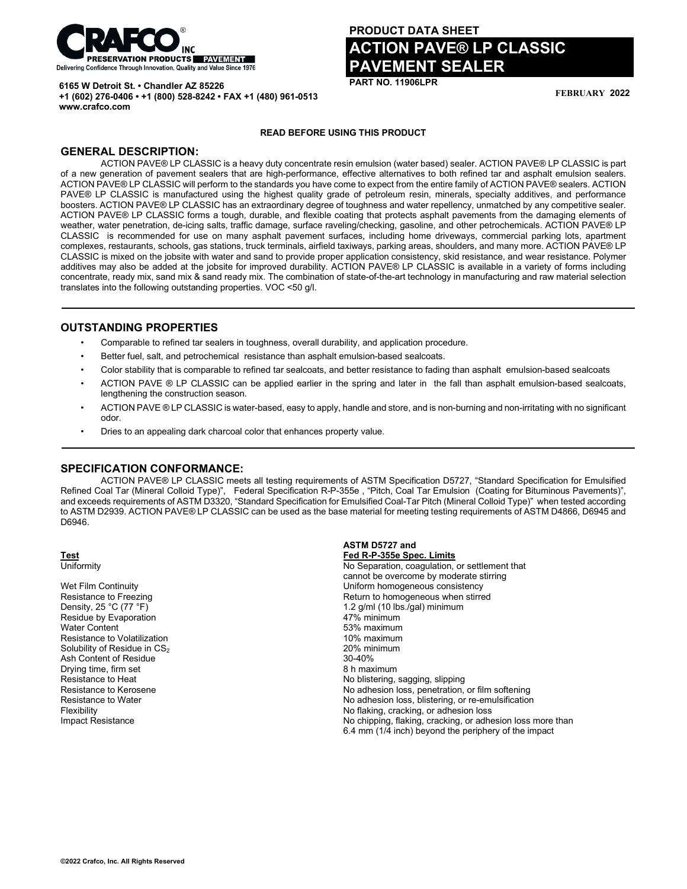CRAFCO® INC
PRESERVATION PRODUCTS PAVEMENT
Delivering Confidence Through Innovation, Quality and Value Since 1976

**6165 W Detroit St. • Chandler AZ 85226**
**+1 (602) 276-0406 • +1 (800) 528-8242 • FAX +1 (480) 961-0513**
**www.crafco.com**

**PRODUCT DATA SHEET**

# ACTION PAVE® LP CLASSIC PAVEMENT SEALER

**PART NO. 11906LPR**

**FEBRUARY 2022**

**READ BEFORE USING THIS PRODUCT**

## GENERAL DESCRIPTION:

ACTION PAVE® LP CLASSIC is a heavy duty concentrate resin emulsion (water based) sealer. ACTION PAVE® LP CLASSIC is part of a new generation of pavement sealers that are high-performance, effective alternatives to both refined tar and asphalt emulsion sealers. ACTION PAVE® LP CLASSIC will perform to the standards you have come to expect from the entire family of ACTION PAVE® sealers. ACTION PAVE® LP CLASSIC is manufactured using the highest quality grade of petroleum resin, minerals, specialty additives, and performance boosters. ACTION PAVE® LP CLASSIC has an extraordinary degree of toughness and water repellency, unmatched by any competitive sealer. ACTION PAVE® LP CLASSIC forms a tough, durable, and flexible coating that protects asphalt pavements from the damaging elements of weather, water penetration, de-icing salts, traffic damage, surface raveling/checking, gasoline, and other petrochemicals. ACTION PAVE® LP CLASSIC is recommended for use on many asphalt pavement surfaces, including home driveways, commercial parking lots, apartment complexes, restaurants, schools, gas stations, truck terminals, airfield taxiways, parking areas, shoulders, and many more. ACTION PAVE® LP CLASSIC is mixed on the jobsite with water and sand to provide proper application consistency, skid resistance, and wear resistance. Polymer additives may also be added at the jobsite for improved durability. ACTION PAVE® LP CLASSIC is available in a variety of forms including concentrate, ready mix, sand mix & sand ready mix. The combination of state-of-the-art technology in manufacturing and raw material selection translates into the following outstanding properties. VOC <50 g/l.

## OUTSTANDING PROPERTIES

- Comparable to refined tar sealers in toughness, overall durability, and application procedure.
- Better fuel, salt, and petrochemical resistance than asphalt emulsion-based sealcoats.
- Color stability that is comparable to refined tar sealcoats, and better resistance to fading than asphalt emulsion-based sealcoats
- ACTION PAVE ® LP CLASSIC can be applied earlier in the spring and later in the fall than asphalt emulsion-based sealcoats, lengthening the construction season.
- ACTION PAVE ® LP CLASSIC is water-based, easy to apply, handle and store, and is non-burning and non-irritating with no significant odor.
- Dries to an appealing dark charcoal color that enhances property value.

## SPECIFICATION CONFORMANCE:

ACTION PAVE® LP CLASSIC meets all testing requirements of ASTM Specification D5727, "Standard Specification for Emulsified Refined Coal Tar (Mineral Colloid Type)", Federal Specification R-P-355e , "Pitch, Coal Tar Emulsion (Coating for Bituminous Pavements)", and exceeds requirements of ASTM D3320, "Standard Specification for Emulsified Coal-Tar Pitch (Mineral Colloid Type)" when tested according to ASTM D2939. ACTION PAVE® LP CLASSIC can be used as the base material for meeting testing requirements of ASTM D4866, D6945 and D6946.

| Test | ASTM D5727 and Fed R-P-355e Spec. Limits |
| --- | --- |
| Uniformity | No Separation, coagulation, or settlement that cannot be overcome by moderate stirring |
| Wet Film Continuity | Uniform homogeneous consistency |
| Resistance to Freezing | Return to homogeneous when stirred |
| Density, 25 °C (77 °F) | 1.2 g/ml (10 lbs./gal) minimum |
| Residue by Evaporation | 47% minimum |
| Water Content | 53% maximum |
| Resistance to Volatilization | 10% maximum |
| Solubility of Residue in $CS_2$ | 20% minimum |
| Ash Content of Residue | 30-40% |
| Drying time, firm set | 8 h maximum |
| Resistance to Heat | No blistering, sagging, slipping |
| Resistance to Kerosene | No adhesion loss, penetration, or film softening |
| Resistance to Water | No adhesion loss, blistering, or re-emulsification |
| Flexibility | No flaking, cracking, or adhesion loss |
| Impact Resistance | No chipping, flaking, cracking, or adhesion loss more than 6.4 mm (1/4 inch) beyond the periphery of the impact |

©2022 Crafco, Inc. All Rights Reserved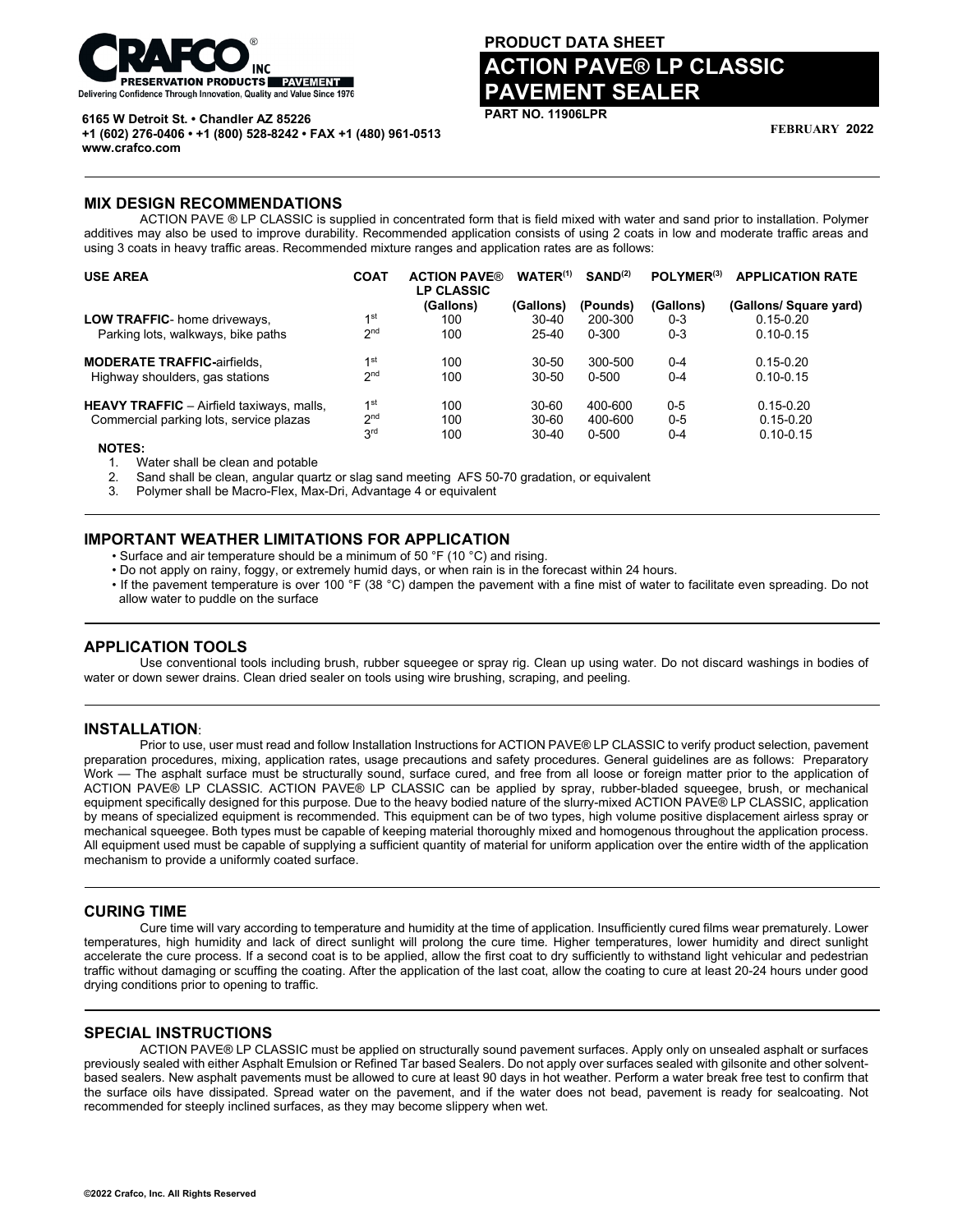PRODUCT DATA SHEET

# ACTION PAVE® LP CLASSIC PAVEMENT SEALER

PART NO. 11906LPR

FEBRUARY 2022

6165 W Detroit St. • Chandler AZ 85226
+1 (602) 276-0406 • +1 (800) 528-8242 • FAX +1 (480) 961-0513
www.crafco.com

## MIX DESIGN RECOMMENDATIONS

ACTION PAVE ® LP CLASSIC is supplied in concentrated form that is field mixed with water and sand prior to installation. Polymer additives may also be used to improve durability. Recommended application consists of using 2 coats in low and moderate traffic areas and using 3 coats in heavy traffic areas. Recommended mixture ranges and application rates are as follows:

| USE AREA | COAT | ACTION PAVE® LP CLASSIC (Gallons) | WATER[1] (Gallons) | SAND[2] (Pounds) | POLYMER[3] (Gallons) | APPLICATION RATE (Gallons/ Square yard) |
|---|---|---|---|---|---|---|
| **LOW TRAFFIC**- home driveways, | 1st | 100 | 30-40 | 200-300 | 0-3 | 0.15-0.20 |
| Parking lots, walkways, bike paths | 2nd | 100 | 25-40 | 0-300 | 0-3 | 0.10-0.15 |
| **MODERATE TRAFFIC**-airfields, | 1st | 100 | 30-50 | 300-500 | 0-4 | 0.15-0.20 |
| Highway shoulders, gas stations | 2nd | 100 | 30-50 | 0-500 | 0-4 | 0.10-0.15 |
| **HEAVY TRAFFIC** – Airfield taxiways, malls, | 1st | 100 | 30-60 | 400-600 | 0-5 | 0.15-0.20 |
| Commercial parking lots, service plazas | 2nd | 100 | 30-60 | 400-600 | 0-5 | 0.15-0.20 |
| | 3rd | 100 | 30-40 | 0-500 | 0-4 | 0.10-0.15 |

**NOTES:**

1. Water shall be clean and potable
2. Sand shall be clean, angular quartz or slag sand meeting AFS 50-70 gradation, or equivalent
3. Polymer shall be Macro-Flex, Max-Dri, Advantage 4 or equivalent

## IMPORTANT WEATHER LIMITATIONS FOR APPLICATION

- Surface and air temperature should be a minimum of 50 °F (10 °C) and rising.
- Do not apply on rainy, foggy, or extremely humid days, or when rain is in the forecast within 24 hours.
- If the pavement temperature is over 100 °F (38 °C) dampen the pavement with a fine mist of water to facilitate even spreading. Do not allow water to puddle on the surface

## APPLICATION TOOLS

Use conventional tools including brush, rubber squeegee or spray rig. Clean up using water. Do not discard washings in bodies of water or down sewer drains. Clean dried sealer on tools using wire brushing, scraping, and peeling.

## INSTALLATION:

Prior to use, user must read and follow Installation Instructions for ACTION PAVE® LP CLASSIC to verify product selection, pavement preparation procedures, mixing, application rates, usage precautions and safety procedures. General guidelines are as follows: Preparatory Work — The asphalt surface must be structurally sound, surface cured, and free from all loose or foreign matter prior to the application of ACTION PAVE® LP CLASSIC. ACTION PAVE® LP CLASSIC can be applied by spray, rubber-bladed squeegee, brush, or mechanical equipment specifically designed for this purpose. Due to the heavy bodied nature of the slurry-mixed ACTION PAVE® LP CLASSIC, application by means of specialized equipment is recommended. This equipment can be of two types, high volume positive displacement airless spray or mechanical squeegee. Both types must be capable of keeping material thoroughly mixed and homogenous throughout the application process. All equipment used must be capable of supplying a sufficient quantity of material for uniform application over the entire width of the application mechanism to provide a uniformly coated surface.

## CURING TIME

Cure time will vary according to temperature and humidity at the time of application. Insufficiently cured films wear prematurely. Lower temperatures, high humidity and lack of direct sunlight will prolong the cure time. Higher temperatures, lower humidity and direct sunlight accelerate the cure process. If a second coat is to be applied, allow the first coat to dry sufficiently to withstand light vehicular and pedestrian traffic without damaging or scuffing the coating. After the application of the last coat, allow the coating to cure at least 20-24 hours under good drying conditions prior to opening to traffic.

## SPECIAL INSTRUCTIONS

ACTION PAVE® LP CLASSIC must be applied on structurally sound pavement surfaces. Apply only on unsealed asphalt or surfaces previously sealed with either Asphalt Emulsion or Refined Tar based Sealers. Do not apply over surfaces sealed with gilsonite and other solvent-based sealers. New asphalt pavements must be allowed to cure at least 90 days in hot weather. Perform a water break free test to confirm that the surface oils have dissipated. Spread water on the pavement, and if the water does not bead, pavement is ready for sealcoating. Not recommended for steeply inclined surfaces, as they may become slippery when wet.

©2022 Crafco, Inc. All Rights Reserved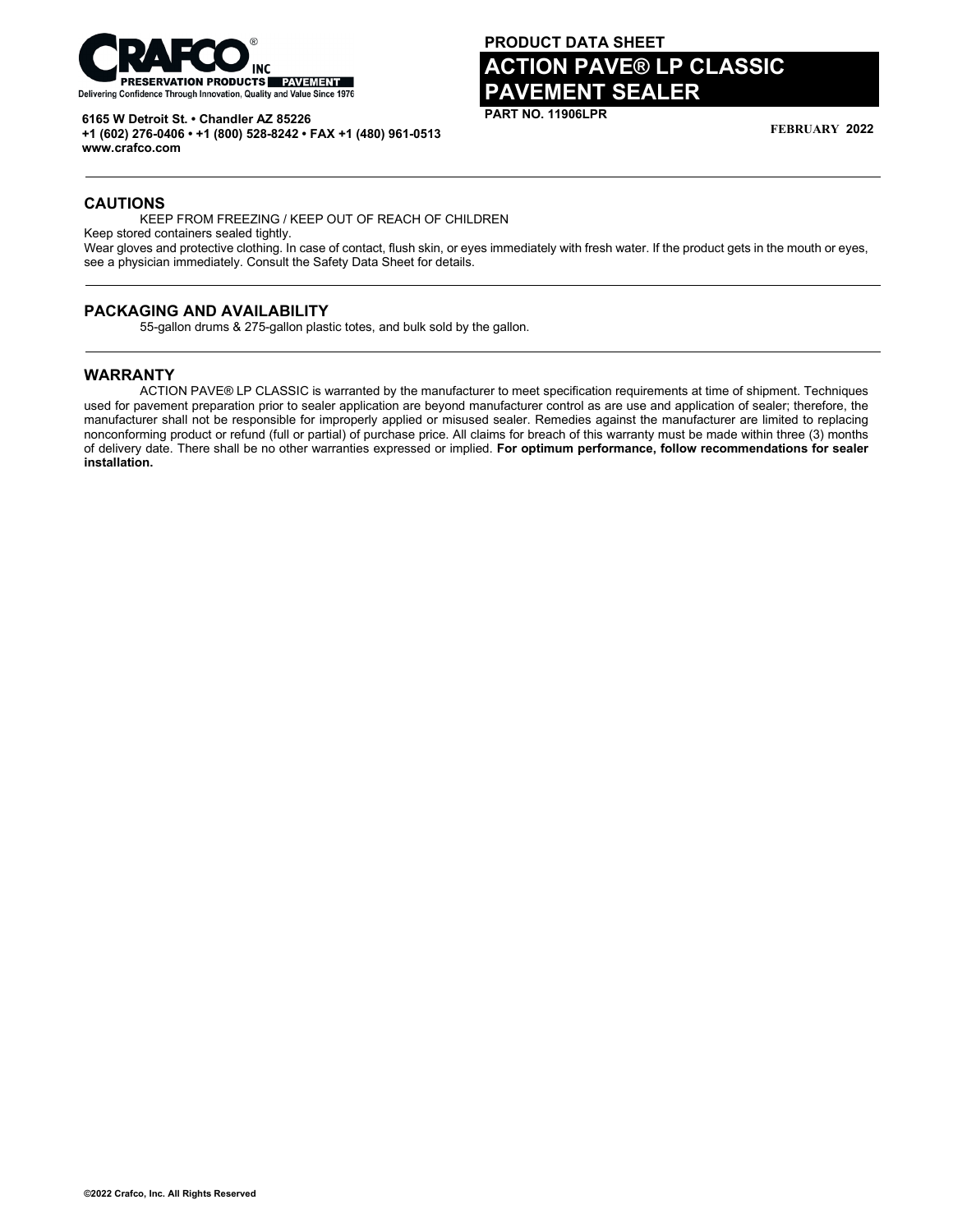**PRODUCT DATA SHEET**

# ACTION PAVE® LP CLASSIC PAVEMENT SEALER

**PART NO. 11906LPR**

**FEBRUARY 2022**

**6165 W Detroit St. • Chandler AZ 85226**
**+1 (602) 276-0406 • +1 (800) 528-8242 • FAX +1 (480) 961-0513**
**www.crafco.com**

## CAUTIONS

KEEP FROM FREEZING / KEEP OUT OF REACH OF CHILDREN

Keep stored containers sealed tightly.

Wear gloves and protective clothing. In case of contact, flush skin, or eyes immediately with fresh water. If the product gets in the mouth or eyes, see a physician immediately. Consult the Safety Data Sheet for details.

## PACKAGING AND AVAILABILITY

55-gallon drums & 275-gallon plastic totes, and bulk sold by the gallon.

## WARRANTY

ACTION PAVE® LP CLASSIC is warranted by the manufacturer to meet specification requirements at time of shipment. Techniques used for pavement preparation prior to sealer application are beyond manufacturer control as are use and application of sealer; therefore, the manufacturer shall not be responsible for improperly applied or misused sealer. Remedies against the manufacturer are limited to replacing nonconforming product or refund (full or partial) of purchase price. All claims for breach of this warranty must be made within three (3) months of delivery date. There shall be no other warranties expressed or implied. **For optimum performance, follow recommendations for sealer installation.**

**©2022 Crafco, Inc. All Rights Reserved**